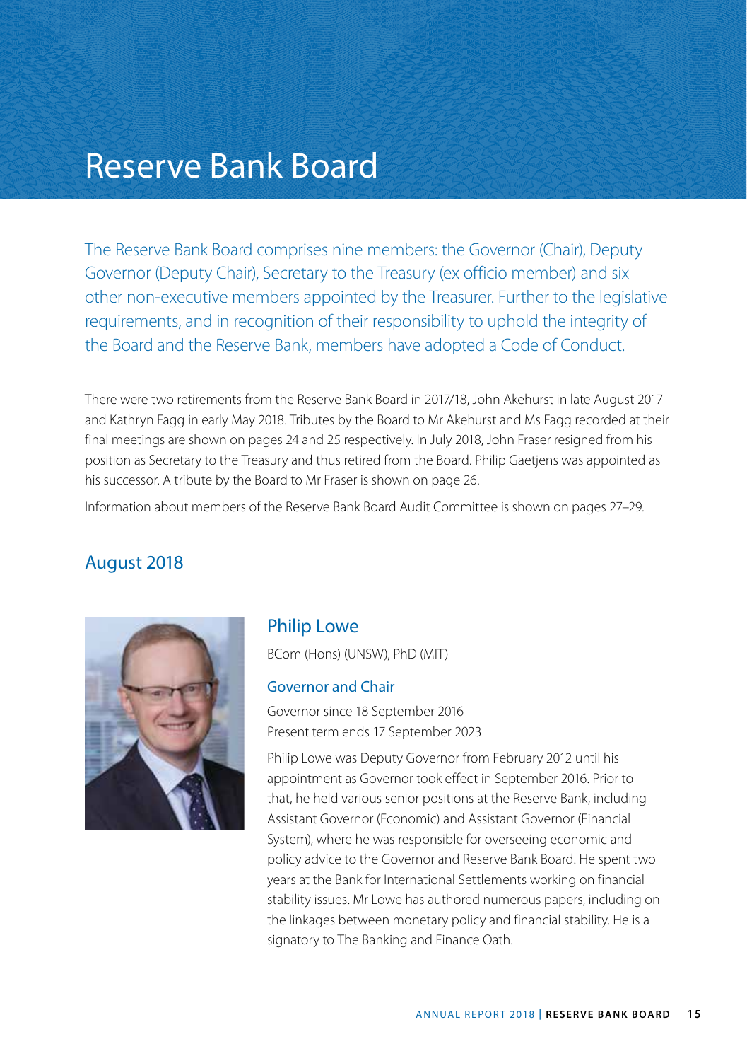# Reserve Bank Board

The Reserve Bank Board comprises nine members: the Governor (Chair), Deputy Governor (Deputy Chair), Secretary to the Treasury (ex officio member) and six other non-executive members appointed by the Treasurer. Further to the legislative requirements, and in recognition of their responsibility to uphold the integrity of the Board and the Reserve Bank, members have adopted a Code of Conduct.

There were two retirements from the Reserve Bank Board in 2017/18, John Akehurst in late August 2017 and Kathryn Fagg in early May 2018. Tributes by the Board to Mr Akehurst and Ms Fagg recorded at their final meetings are shown on pages 24 and 25 respectively. In July 2018, John Fraser resigned from his position as Secretary to the Treasury and thus retired from the Board. Philip Gaetjens was appointed as his successor. A tribute by the Board to Mr Fraser is shown on page 26.

Information about members of the Reserve Bank Board Audit Committee is shown on pages 27–29.

## August 2018

### Philip Lowe

BCom (Hons) (UNSW), PhD (MIT)

#### Governor and Chair

Governor since 18 September 2016
Present term ends 17 September 2023

Philip Lowe was Deputy Governor from February 2012 until his appointment as Governor took effect in September 2016. Prior to that, he held various senior positions at the Reserve Bank, including Assistant Governor (Economic) and Assistant Governor (Financial System), where he was responsible for overseeing economic and policy advice to the Governor and Reserve Bank Board. He spent two years at the Bank for International Settlements working on financial stability issues. Mr Lowe has authored numerous papers, including on the linkages between monetary policy and financial stability. He is a signatory to The Banking and Finance Oath.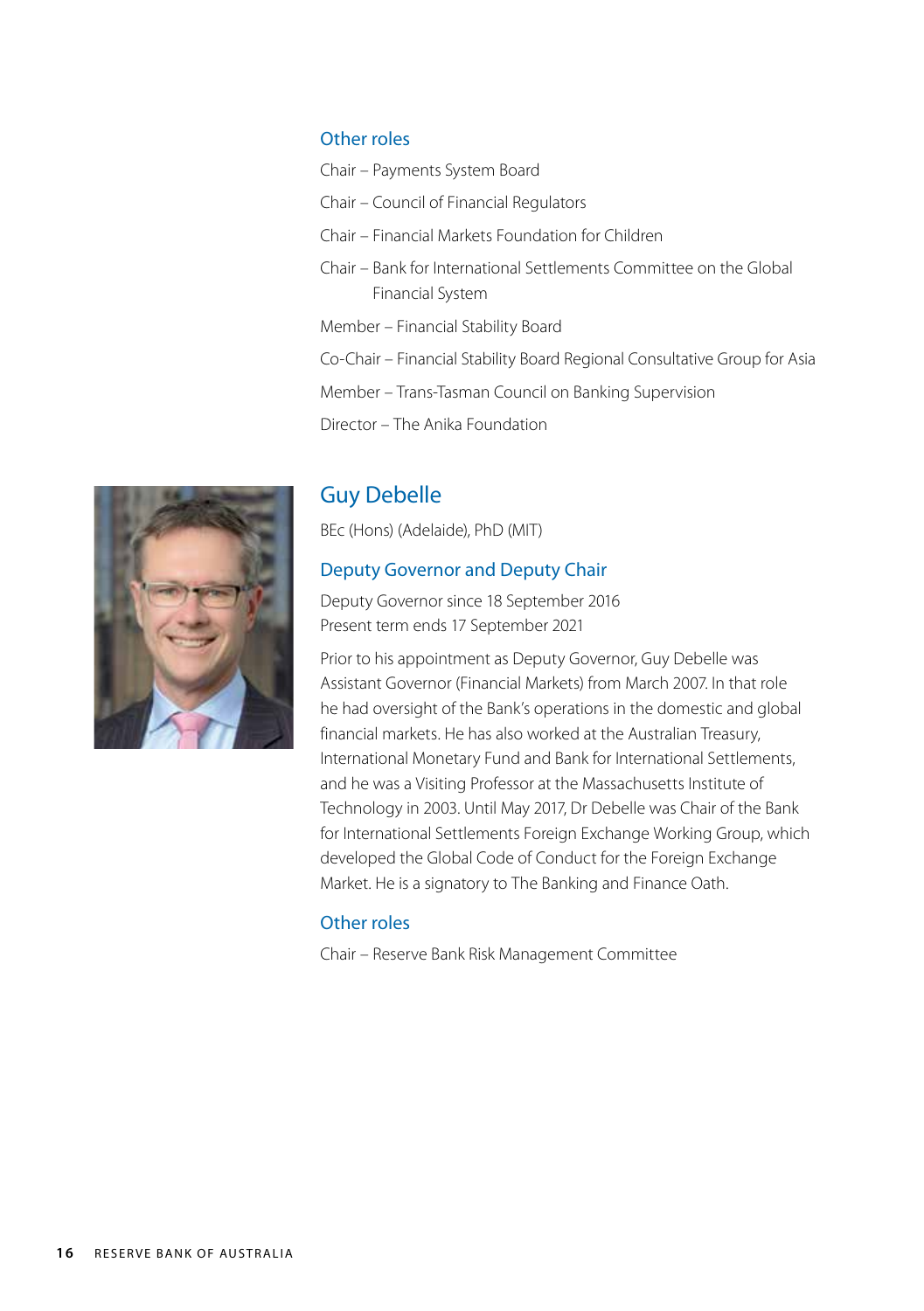### Other roles

Chair – Payments System Board

Chair – Council of Financial Regulators

Chair – Financial Markets Foundation for Children

Chair – Bank for International Settlements Committee on the Global Financial System

Member – Financial Stability Board

Co-Chair – Financial Stability Board Regional Consultative Group for Asia

Member – Trans-Tasman Council on Banking Supervision

Director – The Anika Foundation

## Guy Debelle

BEc (Hons) (Adelaide), PhD (MIT)

### Deputy Governor and Deputy Chair

Deputy Governor since 18 September 2016
Present term ends 17 September 2021

Prior to his appointment as Deputy Governor, Guy Debelle was Assistant Governor (Financial Markets) from March 2007. In that role he had oversight of the Bank's operations in the domestic and global financial markets. He has also worked at the Australian Treasury, International Monetary Fund and Bank for International Settlements, and he was a Visiting Professor at the Massachusetts Institute of Technology in 2003. Until May 2017, Dr Debelle was Chair of the Bank for International Settlements Foreign Exchange Working Group, which developed the Global Code of Conduct for the Foreign Exchange Market. He is a signatory to The Banking and Finance Oath.

### Other roles

Chair – Reserve Bank Risk Management Committee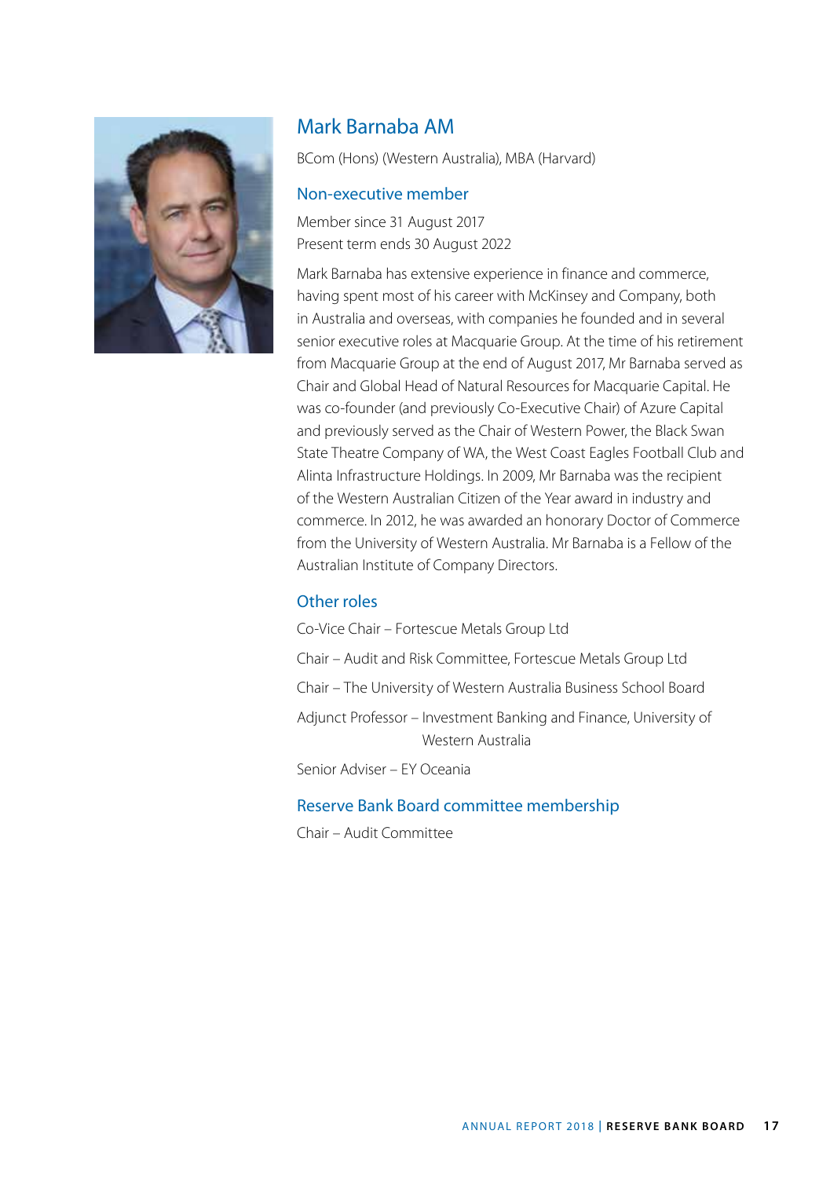## Mark Barnaba AM

BCom (Hons) (Western Australia), MBA (Harvard)

### Non-executive member

Member since 31 August 2017
Present term ends 30 August 2022

Mark Barnaba has extensive experience in finance and commerce, having spent most of his career with McKinsey and Company, both in Australia and overseas, with companies he founded and in several senior executive roles at Macquarie Group. At the time of his retirement from Macquarie Group at the end of August 2017, Mr Barnaba served as Chair and Global Head of Natural Resources for Macquarie Capital. He was co-founder (and previously Co-Executive Chair) of Azure Capital and previously served as the Chair of Western Power, the Black Swan State Theatre Company of WA, the West Coast Eagles Football Club and Alinta Infrastructure Holdings. In 2009, Mr Barnaba was the recipient of the Western Australian Citizen of the Year award in industry and commerce. In 2012, he was awarded an honorary Doctor of Commerce from the University of Western Australia. Mr Barnaba is a Fellow of the Australian Institute of Company Directors.

### Other roles

Co-Vice Chair – Fortescue Metals Group Ltd

Chair – Audit and Risk Committee, Fortescue Metals Group Ltd

Chair – The University of Western Australia Business School Board

Adjunct Professor – Investment Banking and Finance, University of Western Australia

Senior Adviser – EY Oceania

### Reserve Bank Board committee membership

Chair – Audit Committee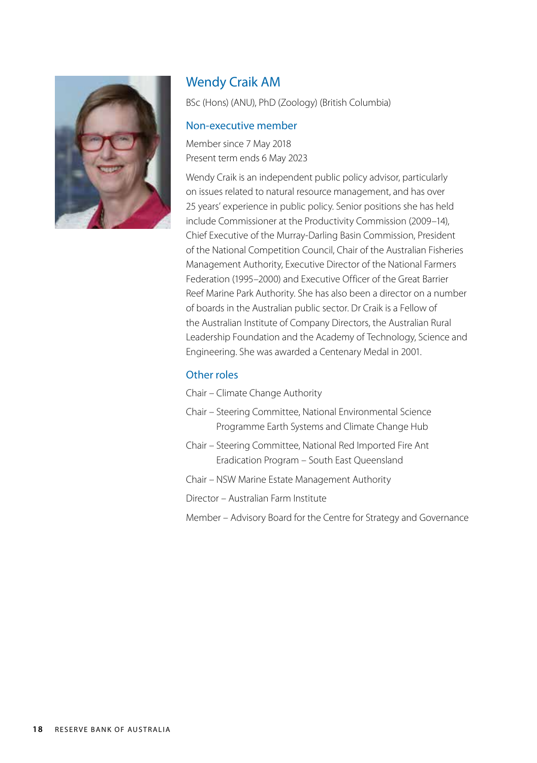## Wendy Craik AM

BSc (Hons) (ANU), PhD (Zoology) (British Columbia)

### Non-executive member

Member since 7 May 2018
Present term ends 6 May 2023

Wendy Craik is an independent public policy advisor, particularly on issues related to natural resource management, and has over 25 years' experience in public policy. Senior positions she has held include Commissioner at the Productivity Commission (2009–14), Chief Executive of the Murray-Darling Basin Commission, President of the National Competition Council, Chair of the Australian Fisheries Management Authority, Executive Director of the National Farmers Federation (1995–2000) and Executive Officer of the Great Barrier Reef Marine Park Authority. She has also been a director on a number of boards in the Australian public sector. Dr Craik is a Fellow of the Australian Institute of Company Directors, the Australian Rural Leadership Foundation and the Academy of Technology, Science and Engineering. She was awarded a Centenary Medal in 2001.

### Other roles

Chair – Climate Change Authority

Chair – Steering Committee, National Environmental Science Programme Earth Systems and Climate Change Hub

Chair – Steering Committee, National Red Imported Fire Ant Eradication Program – South East Queensland

Chair – NSW Marine Estate Management Authority

Director – Australian Farm Institute

Member – Advisory Board for the Centre for Strategy and Governance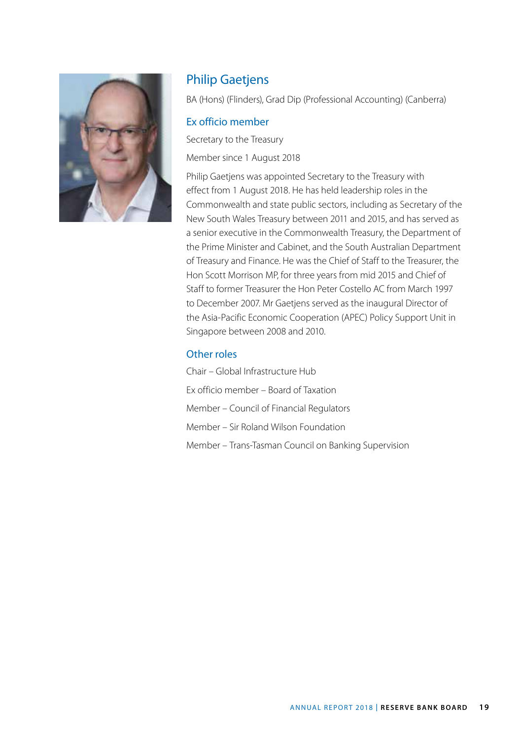## Philip Gaetjens

BA (Hons) (Flinders), Grad Dip (Professional Accounting) (Canberra)

### Ex officio member

Secretary to the Treasury

Member since 1 August 2018

Philip Gaetjens was appointed Secretary to the Treasury with effect from 1 August 2018. He has held leadership roles in the Commonwealth and state public sectors, including as Secretary of the New South Wales Treasury between 2011 and 2015, and has served as a senior executive in the Commonwealth Treasury, the Department of the Prime Minister and Cabinet, and the South Australian Department of Treasury and Finance. He was the Chief of Staff to the Treasurer, the Hon Scott Morrison MP, for three years from mid 2015 and Chief of Staff to former Treasurer the Hon Peter Costello AC from March 1997 to December 2007. Mr Gaetjens served as the inaugural Director of the Asia-Pacific Economic Cooperation (APEC) Policy Support Unit in Singapore between 2008 and 2010.

### Other roles

Chair – Global Infrastructure Hub

Ex officio member – Board of Taxation

Member – Council of Financial Regulators

Member – Sir Roland Wilson Foundation

Member – Trans-Tasman Council on Banking Supervision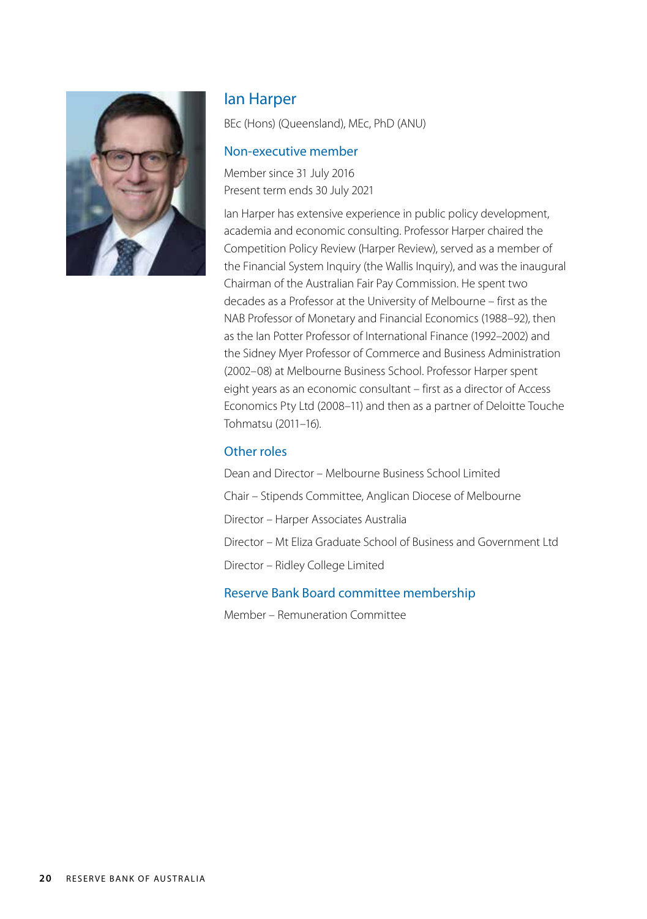## Ian Harper

BEc (Hons) (Queensland), MEc, PhD (ANU)

### Non-executive member

Member since 31 July 2016
Present term ends 30 July 2021

Ian Harper has extensive experience in public policy development, academia and economic consulting. Professor Harper chaired the Competition Policy Review (Harper Review), served as a member of the Financial System Inquiry (the Wallis Inquiry), and was the inaugural Chairman of the Australian Fair Pay Commission. He spent two decades as a Professor at the University of Melbourne – first as the NAB Professor of Monetary and Financial Economics (1988–92), then as the Ian Potter Professor of International Finance (1992–2002) and the Sidney Myer Professor of Commerce and Business Administration (2002–08) at Melbourne Business School. Professor Harper spent eight years as an economic consultant – first as a director of Access Economics Pty Ltd (2008–11) and then as a partner of Deloitte Touche Tohmatsu (2011–16).

### Other roles

Dean and Director – Melbourne Business School Limited

Chair – Stipends Committee, Anglican Diocese of Melbourne

Director – Harper Associates Australia

Director – Mt Eliza Graduate School of Business and Government Ltd

Director – Ridley College Limited

### Reserve Bank Board committee membership

Member – Remuneration Committee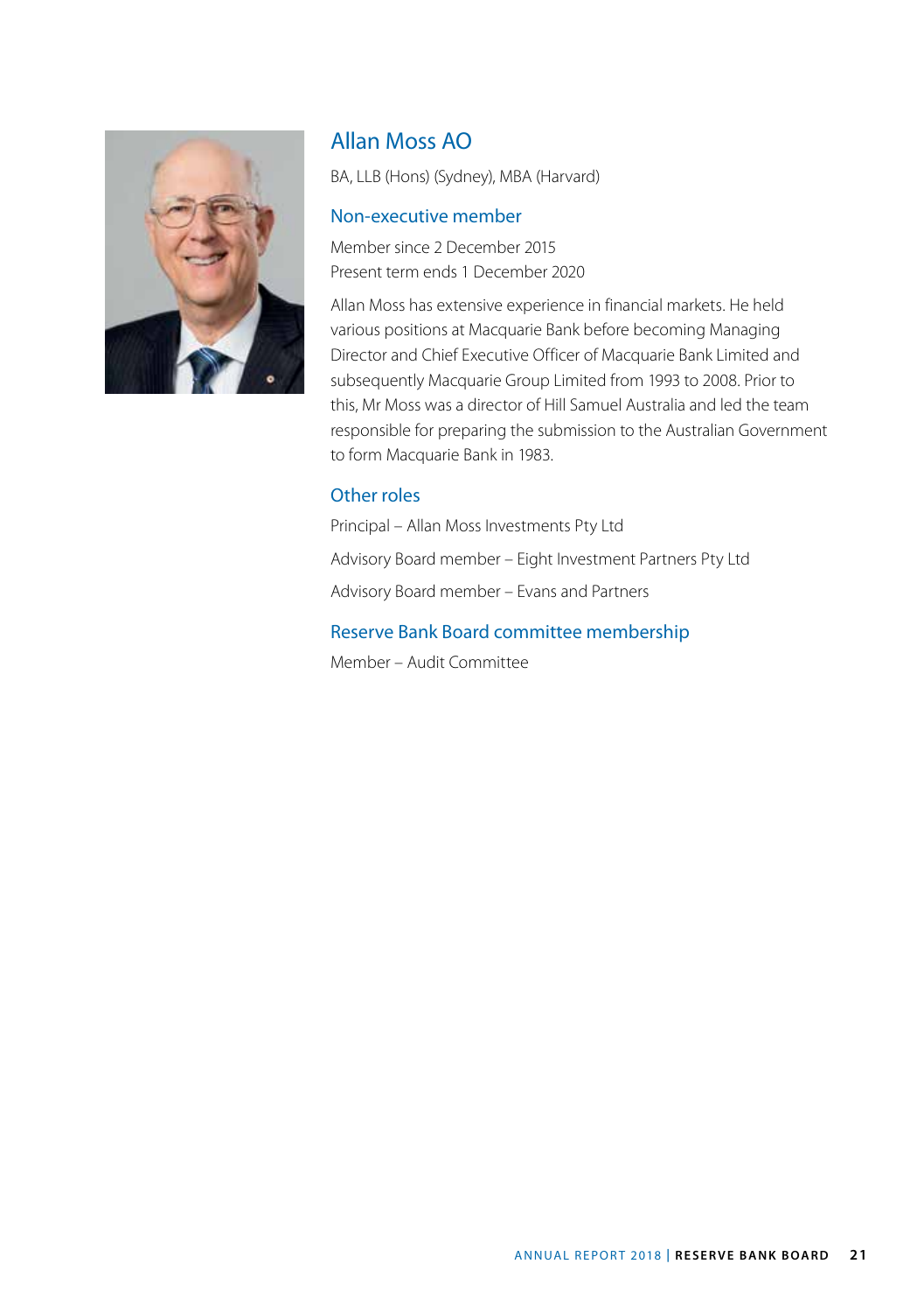## Allan Moss AO

BA, LLB (Hons) (Sydney), MBA (Harvard)

### Non-executive member

Member since 2 December 2015
Present term ends 1 December 2020

Allan Moss has extensive experience in financial markets. He held various positions at Macquarie Bank before becoming Managing Director and Chief Executive Officer of Macquarie Bank Limited and subsequently Macquarie Group Limited from 1993 to 2008. Prior to this, Mr Moss was a director of Hill Samuel Australia and led the team responsible for preparing the submission to the Australian Government to form Macquarie Bank in 1983.

### Other roles

Principal – Allan Moss Investments Pty Ltd

Advisory Board member – Eight Investment Partners Pty Ltd

Advisory Board member – Evans and Partners

### Reserve Bank Board committee membership

Member – Audit Committee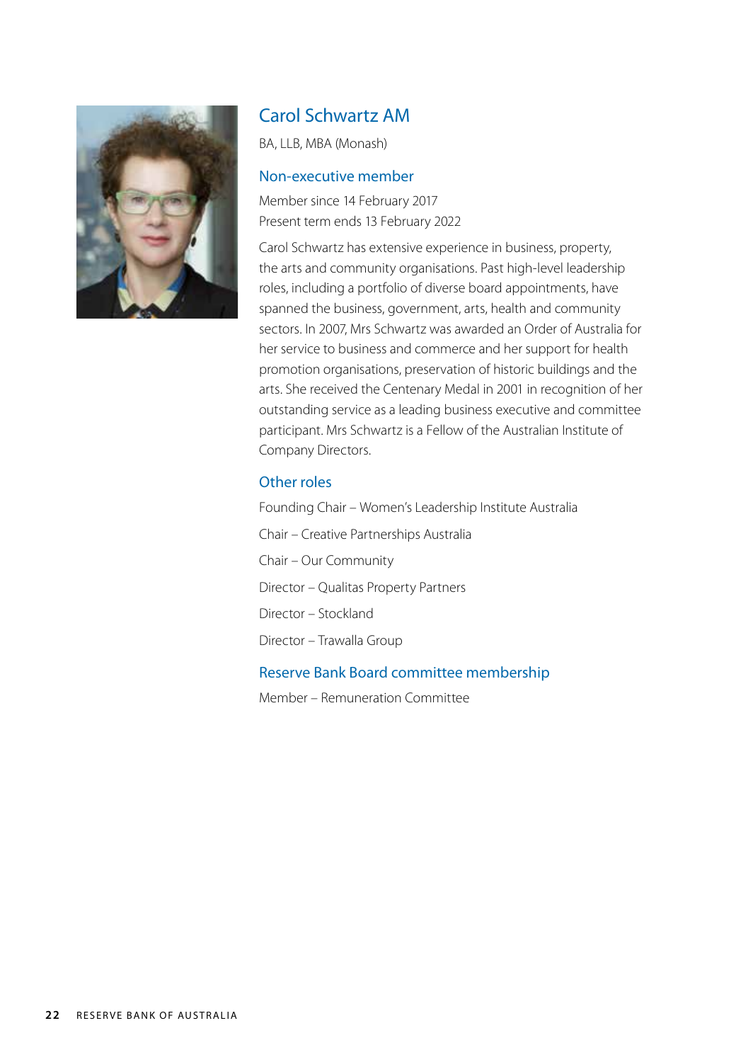## Carol Schwartz AM

BA, LLB, MBA (Monash)

### Non-executive member

Member since 14 February 2017
Present term ends 13 February 2022

Carol Schwartz has extensive experience in business, property, the arts and community organisations. Past high-level leadership roles, including a portfolio of diverse board appointments, have spanned the business, government, arts, health and community sectors. In 2007, Mrs Schwartz was awarded an Order of Australia for her service to business and commerce and her support for health promotion organisations, preservation of historic buildings and the arts. She received the Centenary Medal in 2001 in recognition of her outstanding service as a leading business executive and committee participant. Mrs Schwartz is a Fellow of the Australian Institute of Company Directors.

### Other roles

Founding Chair – Women's Leadership Institute Australia

Chair – Creative Partnerships Australia

Chair – Our Community

Director – Qualitas Property Partners

Director – Stockland

Director – Trawalla Group

### Reserve Bank Board committee membership

Member – Remuneration Committee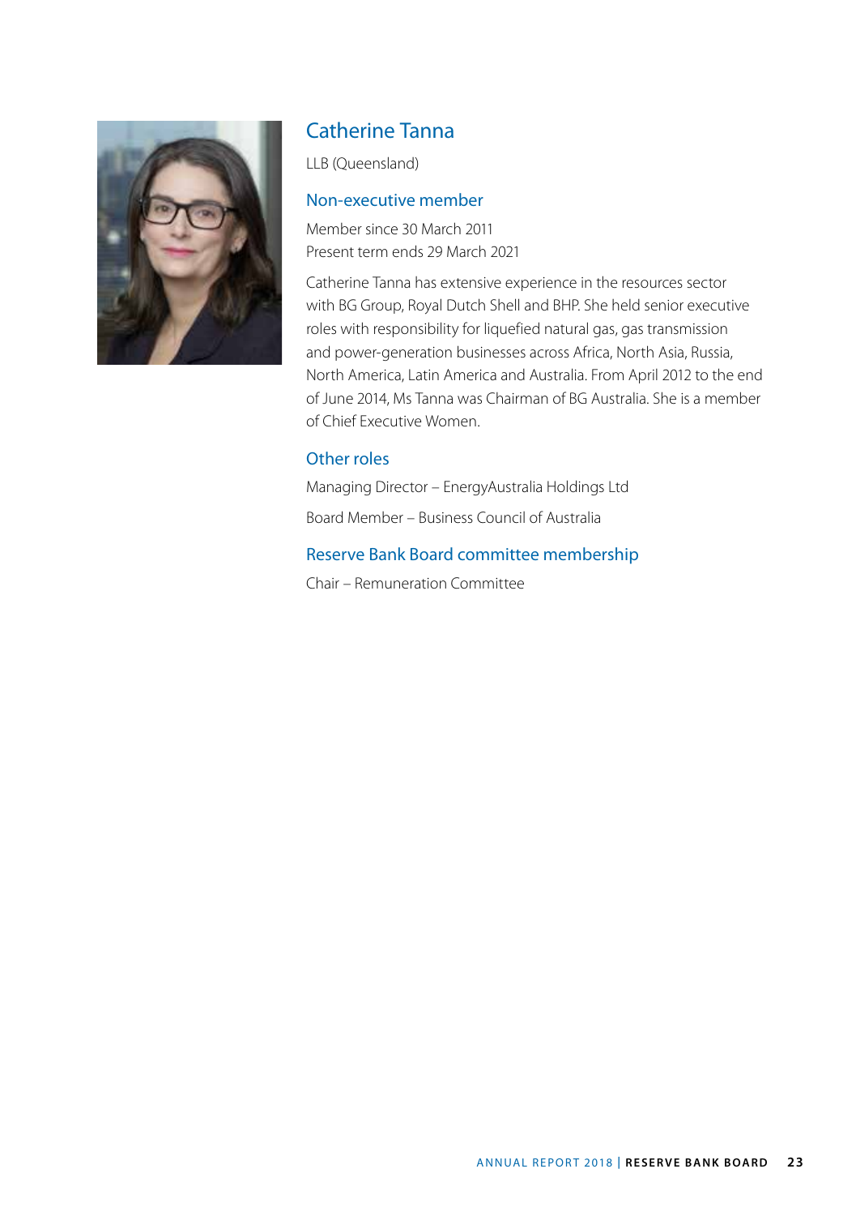## Catherine Tanna

LLB (Queensland)

### Non-executive member

Member since 30 March 2011
Present term ends 29 March 2021

Catherine Tanna has extensive experience in the resources sector with BG Group, Royal Dutch Shell and BHP. She held senior executive roles with responsibility for liquefied natural gas, gas transmission and power-generation businesses across Africa, North Asia, Russia, North America, Latin America and Australia. From April 2012 to the end of June 2014, Ms Tanna was Chairman of BG Australia. She is a member of Chief Executive Women.

### Other roles

Managing Director – EnergyAustralia Holdings Ltd

Board Member – Business Council of Australia

### Reserve Bank Board committee membership

Chair – Remuneration Committee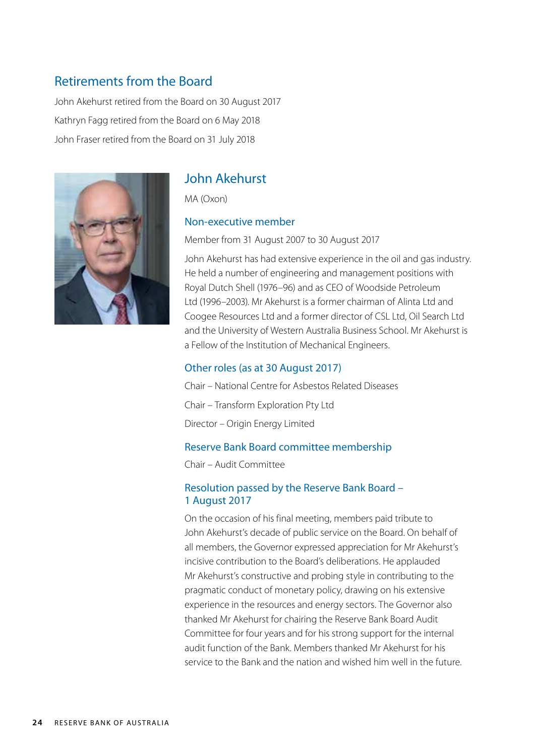## Retirements from the Board

John Akehurst retired from the Board on 30 August 2017

Kathryn Fagg retired from the Board on 6 May 2018

John Fraser retired from the Board on 31 July 2018

## John Akehurst

MA (Oxon)

### Non-executive member

Member from 31 August 2007 to 30 August 2017

John Akehurst has had extensive experience in the oil and gas industry. He held a number of engineering and management positions with Royal Dutch Shell (1976–96) and as CEO of Woodside Petroleum Ltd (1996–2003). Mr Akehurst is a former chairman of Alinta Ltd and Coogee Resources Ltd and a former director of CSL Ltd, Oil Search Ltd and the University of Western Australia Business School. Mr Akehurst is a Fellow of the Institution of Mechanical Engineers.

### Other roles (as at 30 August 2017)

Chair – National Centre for Asbestos Related Diseases

Chair – Transform Exploration Pty Ltd

Director – Origin Energy Limited

### Reserve Bank Board committee membership

Chair – Audit Committee

### Resolution passed by the Reserve Bank Board – 1 August 2017

On the occasion of his final meeting, members paid tribute to John Akehurst's decade of public service on the Board. On behalf of all members, the Governor expressed appreciation for Mr Akehurst's incisive contribution to the Board's deliberations. He applauded Mr Akehurst's constructive and probing style in contributing to the pragmatic conduct of monetary policy, drawing on his extensive experience in the resources and energy sectors. The Governor also thanked Mr Akehurst for chairing the Reserve Bank Board Audit Committee for four years and for his strong support for the internal audit function of the Bank. Members thanked Mr Akehurst for his service to the Bank and the nation and wished him well in the future.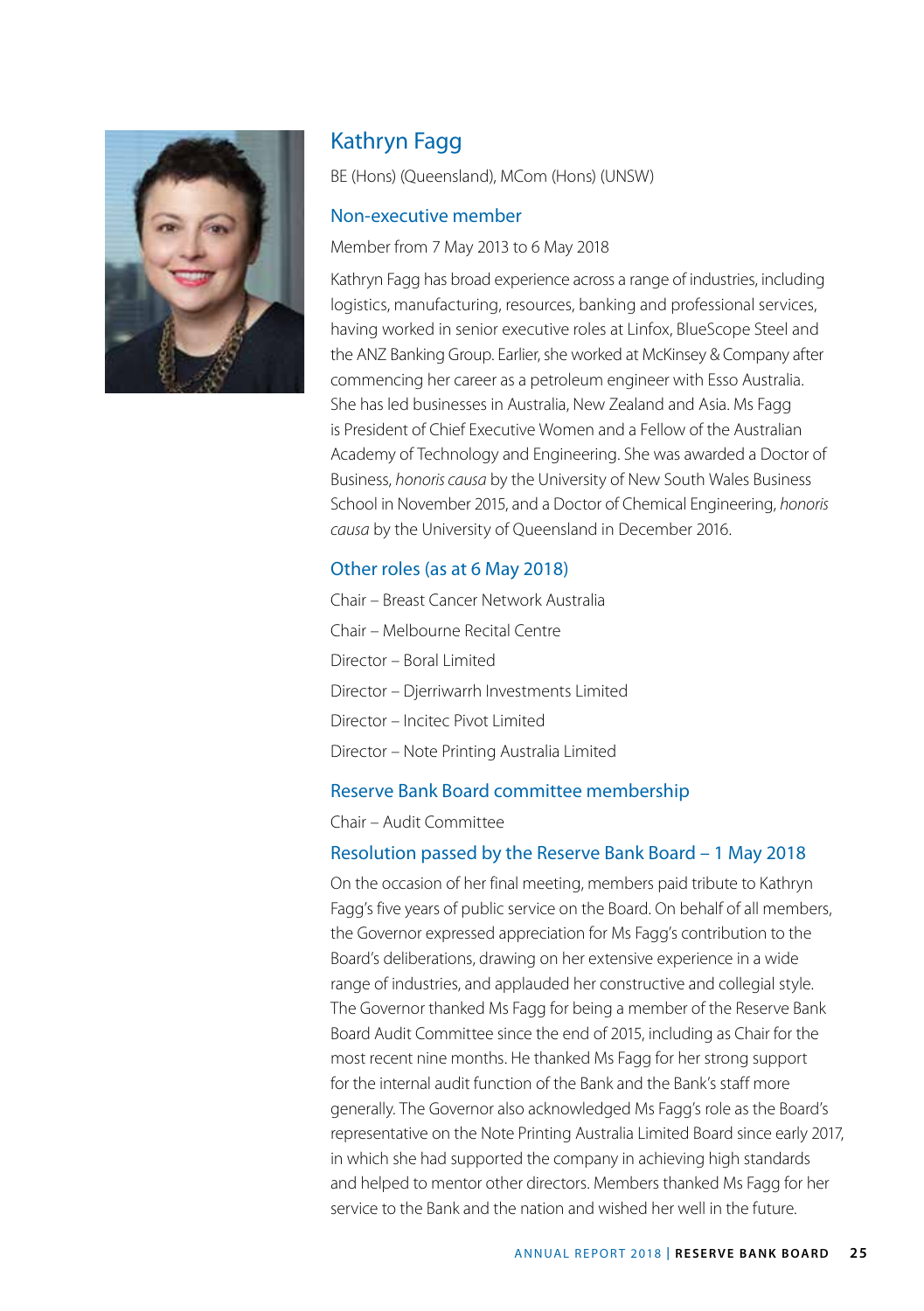## Kathryn Fagg

BE (Hons) (Queensland), MCom (Hons) (UNSW)

### Non-executive member

Member from 7 May 2013 to 6 May 2018

Kathryn Fagg has broad experience across a range of industries, including logistics, manufacturing, resources, banking and professional services, having worked in senior executive roles at Linfox, BlueScope Steel and the ANZ Banking Group. Earlier, she worked at McKinsey & Company after commencing her career as a petroleum engineer with Esso Australia. She has led businesses in Australia, New Zealand and Asia. Ms Fagg is President of Chief Executive Women and a Fellow of the Australian Academy of Technology and Engineering. She was awarded a Doctor of Business, *honoris causa* by the University of New South Wales Business School in November 2015, and a Doctor of Chemical Engineering, *honoris causa* by the University of Queensland in December 2016.

### Other roles (as at 6 May 2018)

Chair – Breast Cancer Network Australia

Chair – Melbourne Recital Centre

Director – Boral Limited

Director – Djerriwarrh Investments Limited

Director – Incitec Pivot Limited

Director – Note Printing Australia Limited

### Reserve Bank Board committee membership

Chair – Audit Committee

### Resolution passed by the Reserve Bank Board – 1 May 2018

On the occasion of her final meeting, members paid tribute to Kathryn Fagg's five years of public service on the Board. On behalf of all members, the Governor expressed appreciation for Ms Fagg's contribution to the Board's deliberations, drawing on her extensive experience in a wide range of industries, and applauded her constructive and collegial style. The Governor thanked Ms Fagg for being a member of the Reserve Bank Board Audit Committee since the end of 2015, including as Chair for the most recent nine months. He thanked Ms Fagg for her strong support for the internal audit function of the Bank and the Bank's staff more generally. The Governor also acknowledged Ms Fagg's role as the Board's representative on the Note Printing Australia Limited Board since early 2017, in which she had supported the company in achieving high standards and helped to mentor other directors. Members thanked Ms Fagg for her service to the Bank and the nation and wished her well in the future.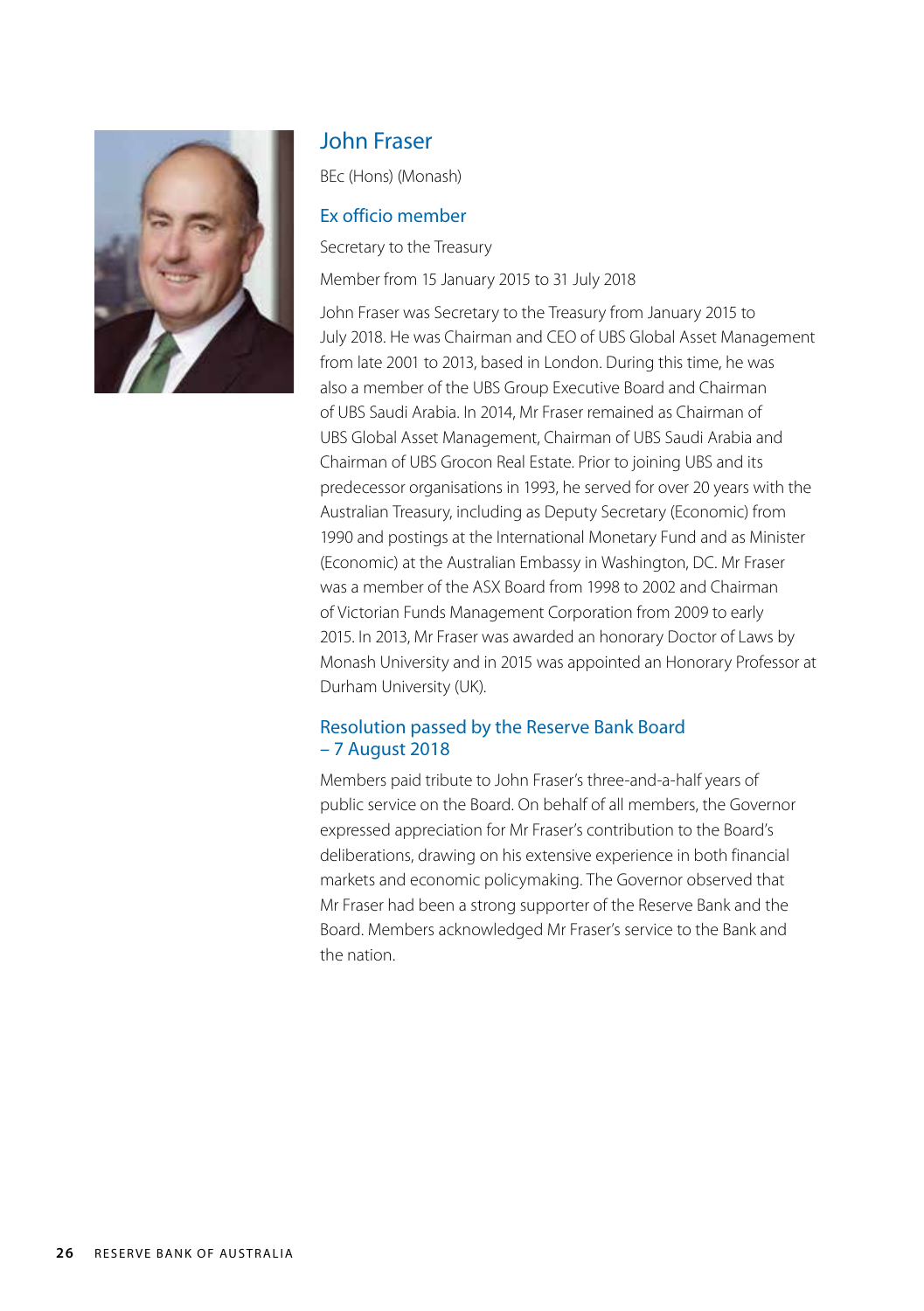## John Fraser

BEc (Hons) (Monash)

### Ex officio member

Secretary to the Treasury

Member from 15 January 2015 to 31 July 2018

John Fraser was Secretary to the Treasury from January 2015 to July 2018. He was Chairman and CEO of UBS Global Asset Management from late 2001 to 2013, based in London. During this time, he was also a member of the UBS Group Executive Board and Chairman of UBS Saudi Arabia. In 2014, Mr Fraser remained as Chairman of UBS Global Asset Management, Chairman of UBS Saudi Arabia and Chairman of UBS Grocon Real Estate. Prior to joining UBS and its predecessor organisations in 1993, he served for over 20 years with the Australian Treasury, including as Deputy Secretary (Economic) from 1990 and postings at the International Monetary Fund and as Minister (Economic) at the Australian Embassy in Washington, DC. Mr Fraser was a member of the ASX Board from 1998 to 2002 and Chairman of Victorian Funds Management Corporation from 2009 to early 2015. In 2013, Mr Fraser was awarded an honorary Doctor of Laws by Monash University and in 2015 was appointed an Honorary Professor at Durham University (UK).

### Resolution passed by the Reserve Bank Board – 7 August 2018

Members paid tribute to John Fraser's three-and-a-half years of public service on the Board. On behalf of all members, the Governor expressed appreciation for Mr Fraser's contribution to the Board's deliberations, drawing on his extensive experience in both financial markets and economic policymaking. The Governor observed that Mr Fraser had been a strong supporter of the Reserve Bank and the Board. Members acknowledged Mr Fraser's service to the Bank and the nation.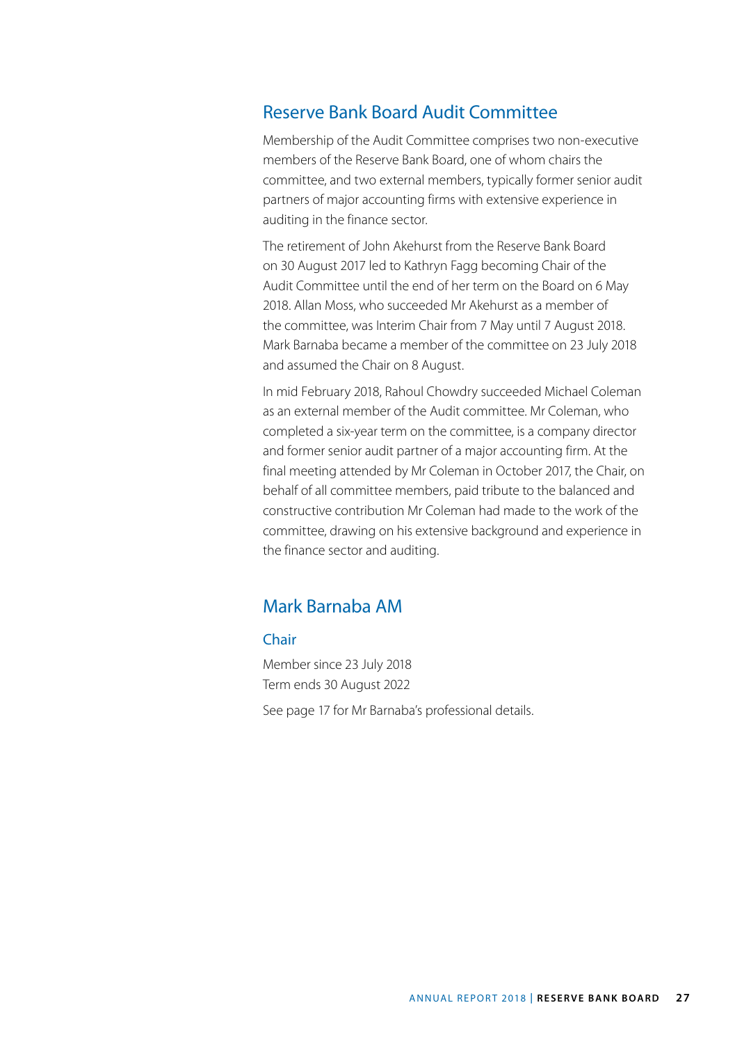## Reserve Bank Board Audit Committee

Membership of the Audit Committee comprises two non-executive members of the Reserve Bank Board, one of whom chairs the committee, and two external members, typically former senior audit partners of major accounting firms with extensive experience in auditing in the finance sector.

The retirement of John Akehurst from the Reserve Bank Board on 30 August 2017 led to Kathryn Fagg becoming Chair of the Audit Committee until the end of her term on the Board on 6 May 2018. Allan Moss, who succeeded Mr Akehurst as a member of the committee, was Interim Chair from 7 May until 7 August 2018. Mark Barnaba became a member of the committee on 23 July 2018 and assumed the Chair on 8 August.

In mid February 2018, Rahoul Chowdry succeeded Michael Coleman as an external member of the Audit committee. Mr Coleman, who completed a six-year term on the committee, is a company director and former senior audit partner of a major accounting firm. At the final meeting attended by Mr Coleman in October 2017, the Chair, on behalf of all committee members, paid tribute to the balanced and constructive contribution Mr Coleman had made to the work of the committee, drawing on his extensive background and experience in the finance sector and auditing.

## Mark Barnaba AM

### Chair

Member since 23 July 2018
Term ends 30 August 2022

See page 17 for Mr Barnaba's professional details.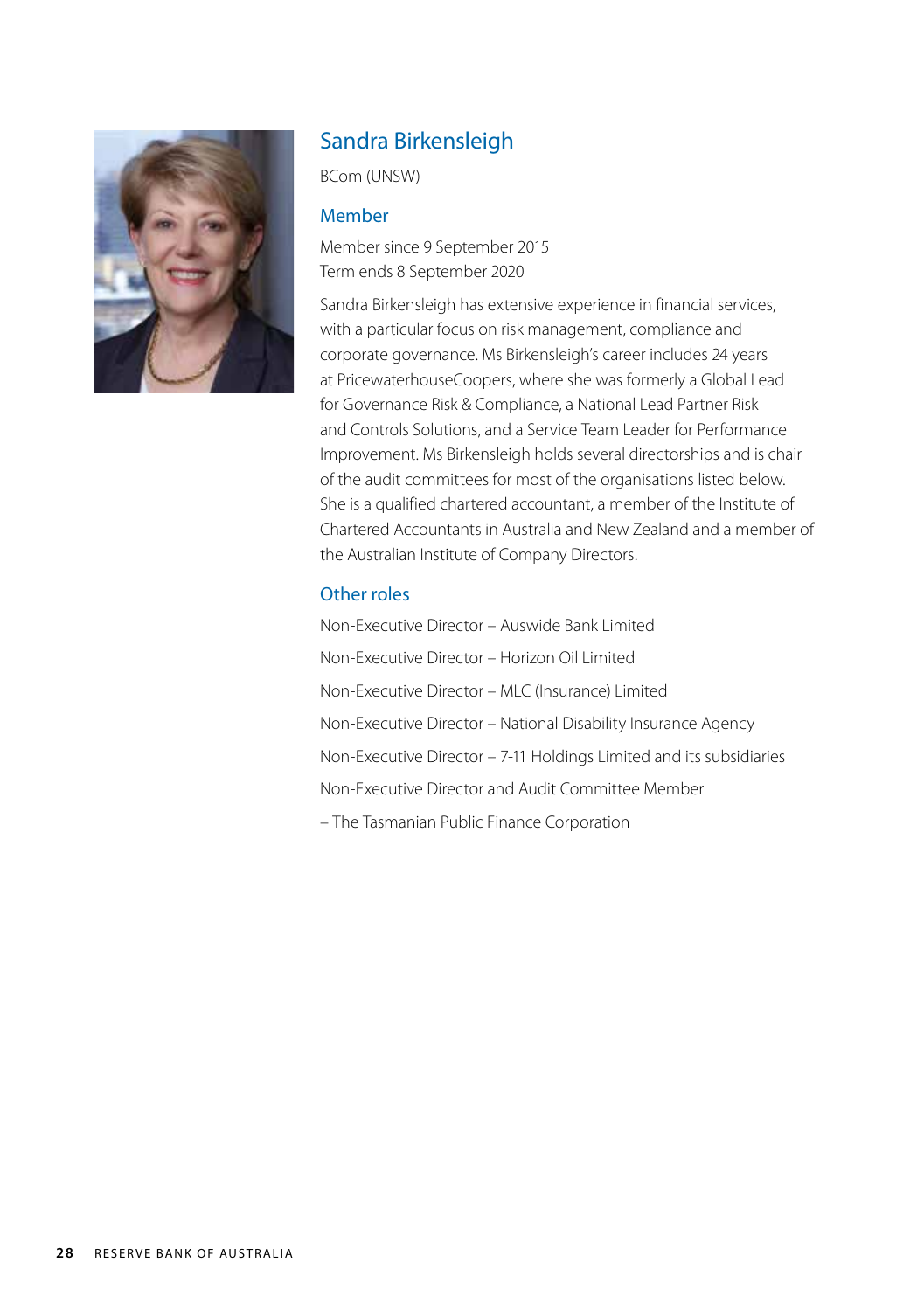## Sandra Birkensleigh

BCom (UNSW)

### Member

Member since 9 September 2015
Term ends 8 September 2020

Sandra Birkensleigh has extensive experience in financial services, with a particular focus on risk management, compliance and corporate governance. Ms Birkensleigh's career includes 24 years at PricewaterhouseCoopers, where she was formerly a Global Lead for Governance Risk & Compliance, a National Lead Partner Risk and Controls Solutions, and a Service Team Leader for Performance Improvement. Ms Birkensleigh holds several directorships and is chair of the audit committees for most of the organisations listed below. She is a qualified chartered accountant, a member of the Institute of Chartered Accountants in Australia and New Zealand and a member of the Australian Institute of Company Directors.

### Other roles

Non-Executive Director – Auswide Bank Limited

Non-Executive Director – Horizon Oil Limited

Non-Executive Director – MLC (Insurance) Limited

Non-Executive Director – National Disability Insurance Agency

Non-Executive Director – 7-11 Holdings Limited and its subsidiaries

Non-Executive Director and Audit Committee Member

– The Tasmanian Public Finance Corporation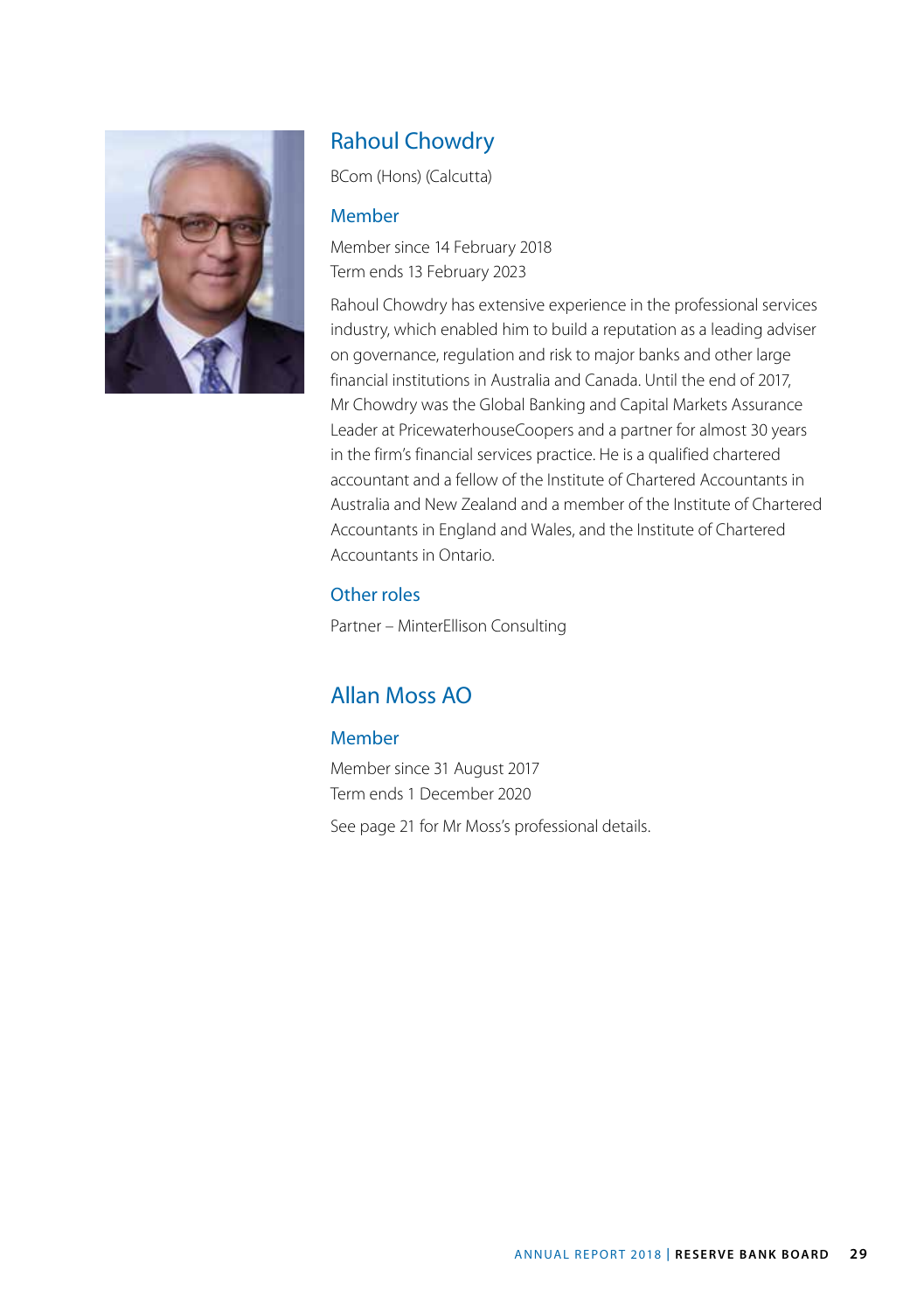## Rahoul Chowdry

BCom (Hons) (Calcutta)

### Member

Member since 14 February 2018
Term ends 13 February 2023

Rahoul Chowdry has extensive experience in the professional services industry, which enabled him to build a reputation as a leading adviser on governance, regulation and risk to major banks and other large financial institutions in Australia and Canada. Until the end of 2017, Mr Chowdry was the Global Banking and Capital Markets Assurance Leader at PricewaterhouseCoopers and a partner for almost 30 years in the firm's financial services practice. He is a qualified chartered accountant and a fellow of the Institute of Chartered Accountants in Australia and New Zealand and a member of the Institute of Chartered Accountants in England and Wales, and the Institute of Chartered Accountants in Ontario.

### Other roles

Partner – MinterEllison Consulting

## Allan Moss AO

### Member

Member since 31 August 2017
Term ends 1 December 2020

See page 21 for Mr Moss's professional details.